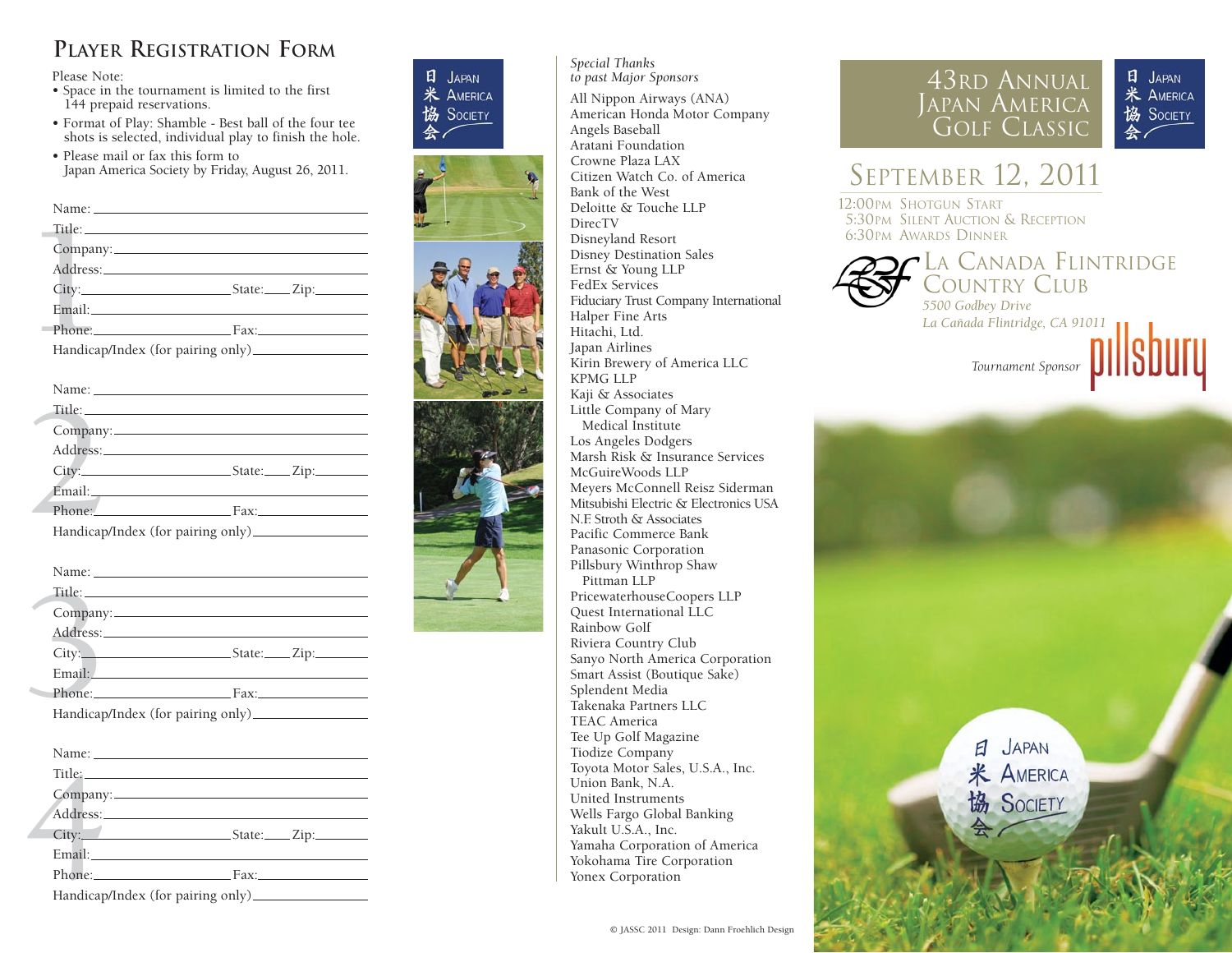## Player Registration Form

Please Note:

- Space in the tournament is limited to the first 144 prepaid reservations.
- Format of Play: Shamble - Best ball of the four tee shots is selected, individual play to finish the hole.
- Please mail or fax this form to Japan America Society by Friday, August 26, 2011.

**1**

Name: \_\_\_\_\_\_\_\_\_\_\_\_\_\_\_\_\_\_\_\_\_\_\_\_

Title: \_\_\_\_\_\_\_\_\_\_\_\_\_\_\_\_\_\_\_\_\_\_\_\_

Company: \_\_\_\_\_\_\_\_\_\_\_\_\_\_\_\_\_\_\_\_\_\_\_\_

Address: \_\_\_\_\_\_\_\_\_\_\_\_\_\_\_\_\_\_\_\_\_\_\_\_

City: \_\_\_\_\_\_\_\_\_\_\_\_ State: \_\_\_\_ Zip: \_\_\_\_\_\_

Email: \_\_\_\_\_\_\_\_\_\_\_\_\_\_\_\_\_\_\_\_\_\_\_\_

Phone: \_\_\_\_\_\_\_\_\_\_\_\_ Fax: \_\_\_\_\_\_\_\_\_\_\_\_

Handicap/Index (for pairing only) \_\_\_\_\_\_\_\_\_\_\_\_

**2**

Name: \_\_\_\_\_\_\_\_\_\_\_\_\_\_\_\_\_\_\_\_\_\_\_\_

Title: \_\_\_\_\_\_\_\_\_\_\_\_\_\_\_\_\_\_\_\_\_\_\_\_

Company: \_\_\_\_\_\_\_\_\_\_\_\_\_\_\_\_\_\_\_\_\_\_\_\_

Address: \_\_\_\_\_\_\_\_\_\_\_\_\_\_\_\_\_\_\_\_\_\_\_\_

City: \_\_\_\_\_\_\_\_\_\_\_\_ State: \_\_\_\_ Zip: \_\_\_\_\_\_

Email: \_\_\_\_\_\_\_\_\_\_\_\_\_\_\_\_\_\_\_\_\_\_\_\_

Phone: \_\_\_\_\_\_\_\_\_\_\_\_ Fax: \_\_\_\_\_\_\_\_\_\_\_\_

Handicap/Index (for pairing only) \_\_\_\_\_\_\_\_\_\_\_\_

**3**

Name: \_\_\_\_\_\_\_\_\_\_\_\_\_\_\_\_\_\_\_\_\_\_\_\_

Title: \_\_\_\_\_\_\_\_\_\_\_\_\_\_\_\_\_\_\_\_\_\_\_\_

Company: \_\_\_\_\_\_\_\_\_\_\_\_\_\_\_\_\_\_\_\_\_\_\_\_

Address: \_\_\_\_\_\_\_\_\_\_\_\_\_\_\_\_\_\_\_\_\_\_\_\_

City: \_\_\_\_\_\_\_\_\_\_\_\_ State: \_\_\_\_ Zip: \_\_\_\_\_\_

Email: \_\_\_\_\_\_\_\_\_\_\_\_\_\_\_\_\_\_\_\_\_\_\_\_

Phone: \_\_\_\_\_\_\_\_\_\_\_\_ Fax: \_\_\_\_\_\_\_\_\_\_\_\_

Handicap/Index (for pairing only) \_\_\_\_\_\_\_\_\_\_\_\_

**4**

Name: \_\_\_\_\_\_\_\_\_\_\_\_\_\_\_\_\_\_\_\_\_\_\_\_

Title: \_\_\_\_\_\_\_\_\_\_\_\_\_\_\_\_\_\_\_\_\_\_\_\_

Company: \_\_\_\_\_\_\_\_\_\_\_\_\_\_\_\_\_\_\_\_\_\_\_\_

Address: \_\_\_\_\_\_\_\_\_\_\_\_\_\_\_\_\_\_\_\_\_\_\_\_

City: \_\_\_\_\_\_\_\_\_\_\_\_ State: \_\_\_\_ Zip: \_\_\_\_\_\_

Email: \_\_\_\_\_\_\_\_\_\_\_\_\_\_\_\_\_\_\_\_\_\_\_\_

Phone: \_\_\_\_\_\_\_\_\_\_\_\_ Fax: \_\_\_\_\_\_\_\_\_\_\_\_

Handicap/Index (for pairing only) \_\_\_\_\_\_\_\_\_\_\_\_

日米協会 Japan America Society

*Special Thanks to past Major Sponsors*

All Nippon Airways (ANA)
American Honda Motor Company
Angels Baseball
Aratani Foundation
Crowne Plaza LAX
Citizen Watch Co. of America
Bank of the West
Deloitte & Touche LLP
DirecTV
Disneyland Resort
Disney Destination Sales
Ernst & Young LLP
FedEx Services
Fiduciary Trust Company International
Halper Fine Arts
Hitachi, Ltd.
Japan Airlines
Kirin Brewery of America LLC
KPMG LLP
Kaji & Associates
Little Company of Mary Medical Institute
Los Angeles Dodgers
Marsh Risk & Insurance Services
McGuireWoods LLP
Meyers McConnell Reisz Siderman
Mitsubishi Electric & Electronics USA
N.F. Stroth & Associates
Pacific Commerce Bank
Panasonic Corporation
Pillsbury Winthrop Shaw Pittman LLP
PricewaterhouseCoopers LLP
Quest International LLC
Rainbow Golf
Riviera Country Club
Sanyo North America Corporation
Smart Assist (Boutique Sake)
Splendent Media
Takenaka Partners LLC
TEAC America
Tee Up Golf Magazine
Tiodize Company
Toyota Motor Sales, U.S.A., Inc.
Union Bank, N.A.
United Instruments
Wells Fargo Global Banking
Yakult U.S.A., Inc.
Yamaha Corporation of America
Yokohama Tire Corporation
Yonex Corporation

© JASSC 2011 Design: Dann Froehlich Design

# 43rd Annual Japan America Golf Classic

日米協会 Japan America Society

## September 12, 2011

12:00pm Shotgun Start
5:30pm Silent Auction & Reception
6:30pm Awards Dinner

### La Canada Flintridge Country Club

*5500 Godbey Drive*
*La Cañada Flintridge, CA 91011*

*Tournament Sponsor* pillsbury

日米協会 Japan America Society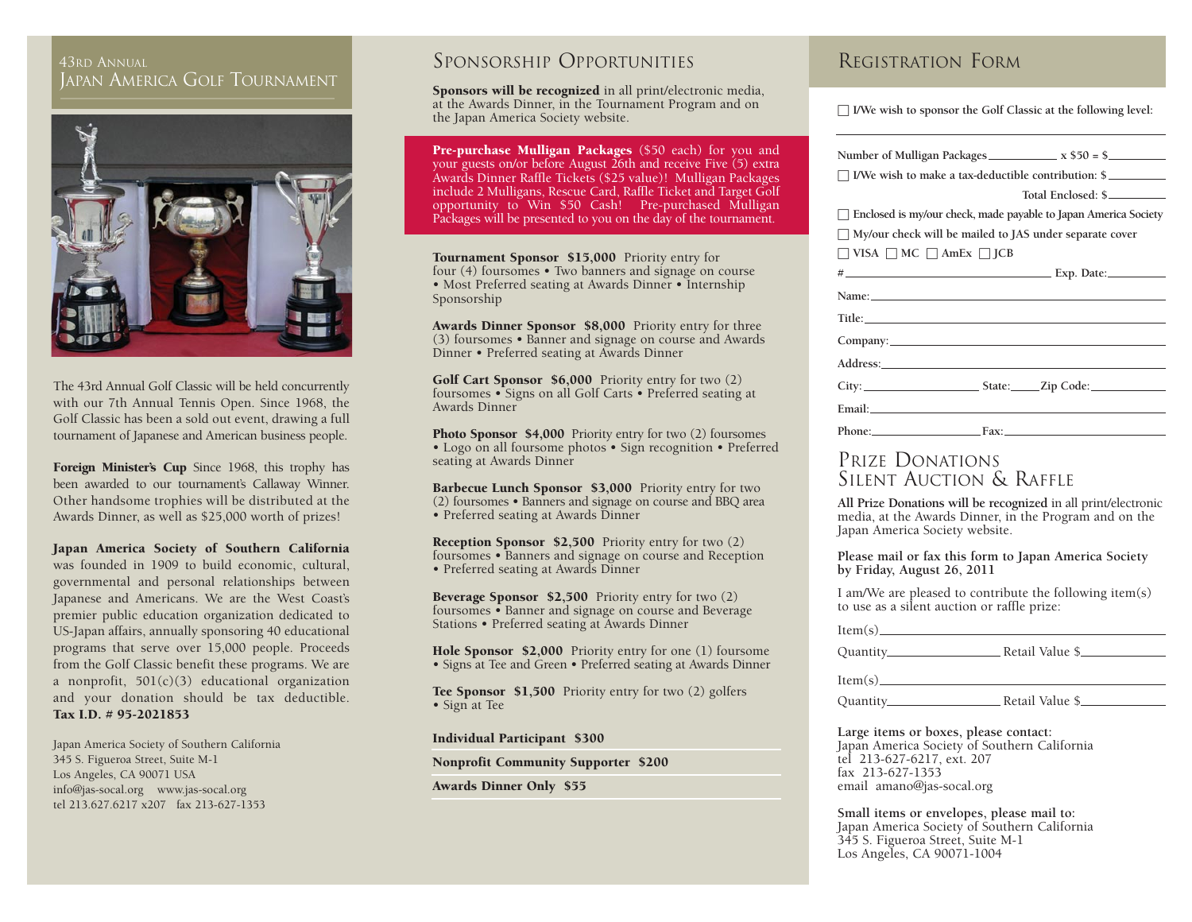## 43rd Annual
## Japan America Golf Tournament

The 43rd Annual Golf Classic will be held concurrently with our 7th Annual Tennis Open. Since 1968, the Golf Classic has been a sold out event, drawing a full tournament of Japanese and American business people.

**Foreign Minister's Cup** Since 1968, this trophy has been awarded to our tournament's Callaway Winner. Other handsome trophies will be distributed at the Awards Dinner, as well as $25,000 worth of prizes!

**Japan America Society of Southern California** was founded in 1909 to build economic, cultural, governmental and personal relationships between Japanese and Americans. We are the West Coast's premier public education organization dedicated to US-Japan affairs, annually sponsoring 40 educational programs that serve over 15,000 people. Proceeds from the Golf Classic benefit these programs. We are a nonprofit, 501(c)(3) educational organization and your donation should be tax deductible. **Tax I.D. # 95-2021853**

Japan America Society of Southern California
345 S. Figueroa Street, Suite M-1
Los Angeles, CA 90071 USA
info@jas-socal.org www.jas-socal.org
tel 213.627.6217 x207 fax 213-627-1353

## Sponsorship Opportunities

**Sponsors will be recognized** in all print/electronic media, at the Awards Dinner, in the Tournament Program and on the Japan America Society website.

**Pre-purchase Mulligan Packages** ($50 each) for you and your guests on/or before August 26th and receive Five (5) extra Awards Dinner Raffle Tickets ($25 value)! Mulligan Packages include 2 Mulligans, Rescue Card, Raffle Ticket and Target Golf opportunity to Win $50 Cash! Pre-purchased Mulligan Packages will be presented to you on the day of the tournament.

**Tournament Sponsor $15,000** Priority entry for four (4) foursomes • Two banners and signage on course • Most Preferred seating at Awards Dinner • Internship Sponsorship

**Awards Dinner Sponsor $8,000** Priority entry for three (3) foursomes • Banner and signage on course and Awards Dinner • Preferred seating at Awards Dinner

**Golf Cart Sponsor $6,000** Priority entry for two (2) foursomes • Signs on all Golf Carts • Preferred seating at Awards Dinner

**Photo Sponsor $4,000** Priority entry for two (2) foursomes • Logo on all foursome photos • Sign recognition • Preferred seating at Awards Dinner

**Barbecue Lunch Sponsor $3,000** Priority entry for two (2) foursomes • Banners and signage on course and BBQ area • Preferred seating at Awards Dinner

**Reception Sponsor $2,500** Priority entry for two (2) foursomes • Banners and signage on course and Reception • Preferred seating at Awards Dinner

**Beverage Sponsor $2,500** Priority entry for two (2) foursomes • Banner and signage on course and Beverage Stations • Preferred seating at Awards Dinner

**Hole Sponsor $2,000** Priority entry for one (1) foursome • Signs at Tee and Green • Preferred seating at Awards Dinner

**Tee Sponsor $1,500** Priority entry for two (2) golfers • Sign at Tee

**Individual Participant $300**

**Nonprofit Community Supporter $200**

**Awards Dinner Only $55**

## Registration Form

☐ **I/We wish to sponsor the Golf Classic at the following level:**

______________________________

Number of Mulligan Packages __________ x $50 = $__________

☐ I/We wish to make a tax-deductible contribution: $__________

Total Enclosed: $__________

☐ Enclosed is my/our check, made payable to Japan America Society

☐ My/our check will be mailed to JAS under separate cover

☐ VISA ☐ MC ☐ AmEx ☐ JCB

# ______________________ Exp. Date: __________

Name: ______________________

Title: ______________________

Company: ______________________

Address: ______________________

City: __________ State: _____ Zip Code: __________

Email: ______________________

Phone: __________ Fax: __________

## Prize Donations
## Silent Auction & Raffle

**All Prize Donations will be recognized** in all print/electronic media, at the Awards Dinner, in the Program and on the Japan America Society website.

**Please mail or fax this form to Japan America Society by Friday, August 26, 2011**

I am/We are pleased to contribute the following item(s) to use as a silent auction or raffle prize:

Item(s) ______________________

Quantity __________ Retail Value $__________

Item(s) ______________________

Quantity __________ Retail Value $__________

**Large items or boxes, please contact:**
Japan America Society of Southern California
tel 213-627-6217, ext. 207
fax 213-627-1353
email amano@jas-socal.org

**Small items or envelopes, please mail to:**
Japan America Society of Southern California
345 S. Figueroa Street, Suite M-1
Los Angeles, CA 90071-1004